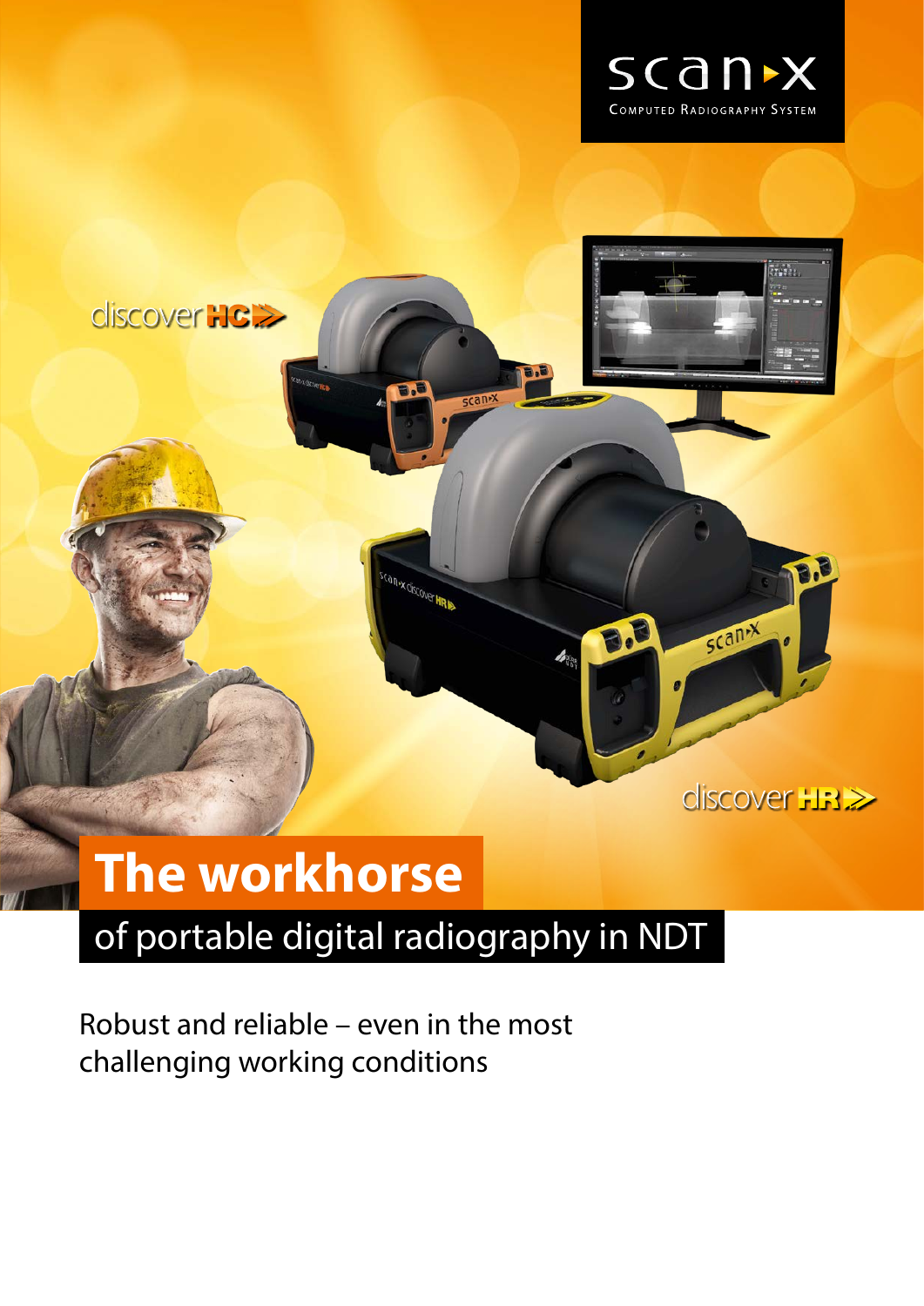scan-x

COMPUTED RADIOGRAPHY SYSTEM

discover HC

discover HR

# The workhorse

## of portable digital radiography in NDT

Robust and reliable – even in the most challenging working conditions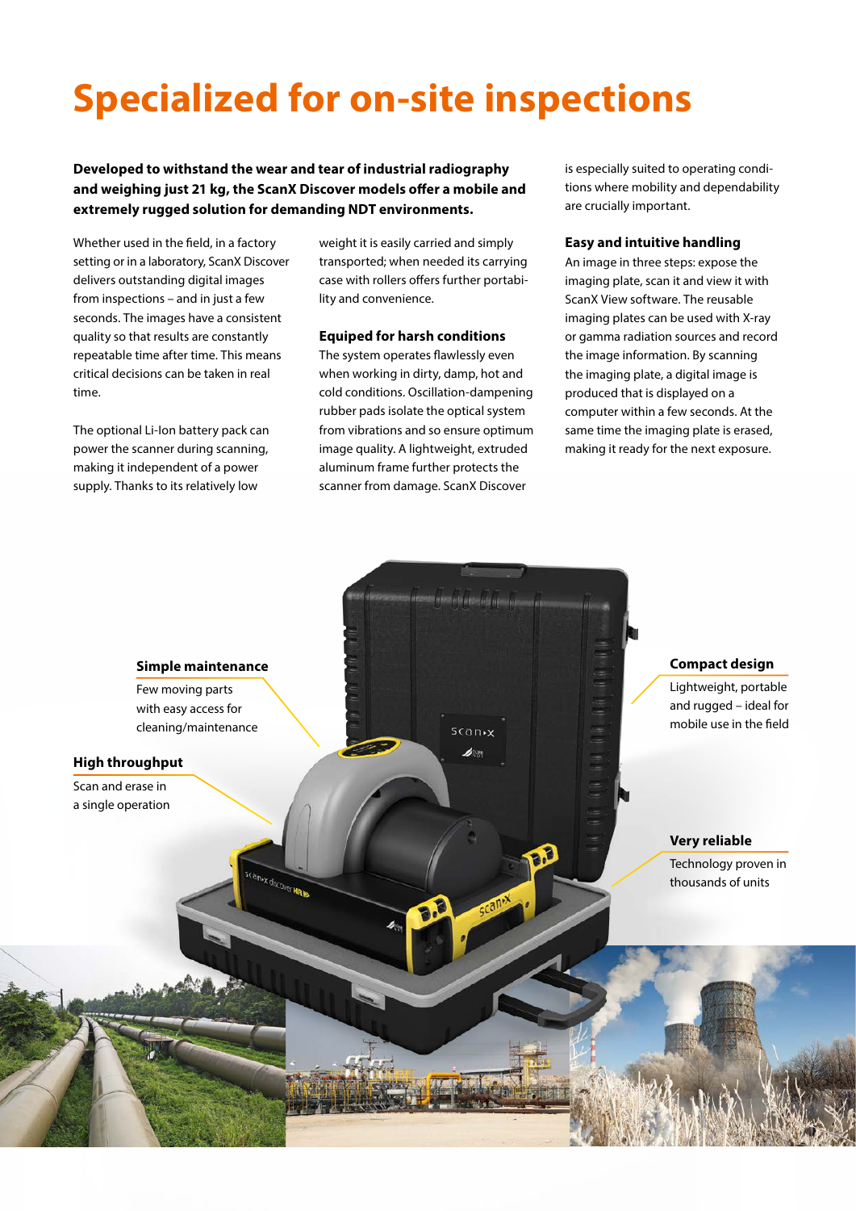# Specialized for on-site inspections

**Developed to withstand the wear and tear of industrial radiography and weighing just 21 kg, the ScanX Discover models offer a mobile and extremely rugged solution for demanding NDT environments.**

Whether used in the field, in a factory setting or in a laboratory, ScanX Discover delivers outstanding digital images from inspections – and in just a few seconds. The images have a consistent quality so that results are constantly repeatable time after time. This means critical decisions can be taken in real time.

The optional Li-Ion battery pack can power the scanner during scanning, making it independent of a power supply. Thanks to its relatively low weight it is easily carried and simply transported; when needed its carrying case with rollers offers further portability and convenience.

### Equiped for harsh conditions

The system operates flawlessly even when working in dirty, damp, hot and cold conditions. Oscillation-dampening rubber pads isolate the optical system from vibrations and so ensure optimum image quality. A lightweight, extruded aluminum frame further protects the scanner from damage. ScanX Discover is especially suited to operating conditions where mobility and dependability are crucially important.

### Easy and intuitive handling

An image in three steps: expose the imaging plate, scan it and view it with ScanX View software. The reusable imaging plates can be used with X-ray or gamma radiation sources and record the image information. By scanning the imaging plate, a digital image is produced that is displayed on a computer within a few seconds. At the same time the imaging plate is erased, making it ready for the next exposure.

**Simple maintenance**

Few moving parts with easy access for cleaning/maintenance

**High throughput**

Scan and erase in a single operation

**Compact design**

Lightweight, portable and rugged – ideal for mobile use in the field

**Very reliable**

Technology proven in thousands of units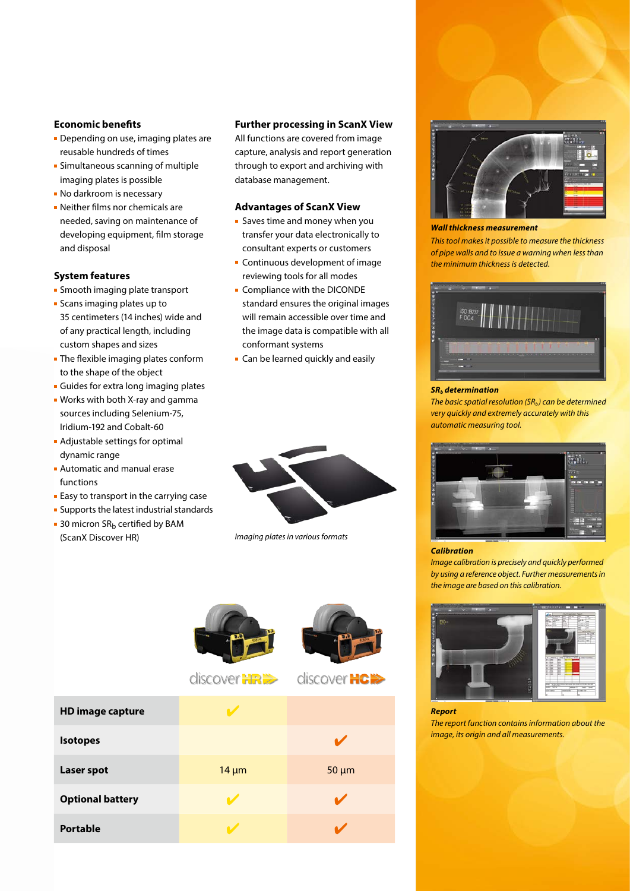### Economic benefits

- Depending on use, imaging plates are reusable hundreds of times
- Simultaneous scanning of multiple imaging plates is possible
- No darkroom is necessary
- Neither films nor chemicals are needed, saving on maintenance of developing equipment, film storage and disposal

### System features

- Smooth imaging plate transport
- Scans imaging plates up to 35 centimeters (14 inches) wide and of any practical length, including custom shapes and sizes
- The flexible imaging plates conform to the shape of the object
- Guides for extra long imaging plates
- Works with both X-ray and gamma sources including Selenium-75, Iridium-192 and Cobalt-60
- Adjustable settings for optimal dynamic range
- Automatic and manual erase functions
- Easy to transport in the carrying case
- Supports the latest industrial standards
- 30 micron $SR_b$ certified by BAM (ScanX Discover HR)

### Further processing in ScanX View

All functions are covered from image capture, analysis and report generation through to export and archiving with database management.

### Advantages of ScanX View

- Saves time and money when you transfer your data electronically to consultant experts or customers
- Continuous development of image reviewing tools for all modes
- Compliance with the DICONDE standard ensures the original images will remain accessible over time and the image data is compatible with all conformant systems
- Can be learned quickly and easily

*Imaging plates in various formats*

| | discover HR | discover HC |
|---|---|---|
| **HD image capture** | ✔ | |
| **Isotopes** | | ✔ |
| **Laser spot** | 14 µm | 50 µm |
| **Optional battery** | ✔ | ✔ |
| **Portable** | ✔ | ✔ |

***Wall thickness measurement***

*This tool makes it possible to measure the thickness of pipe walls and to issue a warning when less than the minimum thickness is detected.*

***$SR_b$ determination***

*The basic spatial resolution ($SR_b$) can be determined very quickly and extremely accurately with this automatic measuring tool.*

***Calibration***

*Image calibration is precisely and quickly performed by using a reference object. Further measurements in the image are based on this calibration.*

***Report***

*The report function contains information about the image, its origin and all measurements.*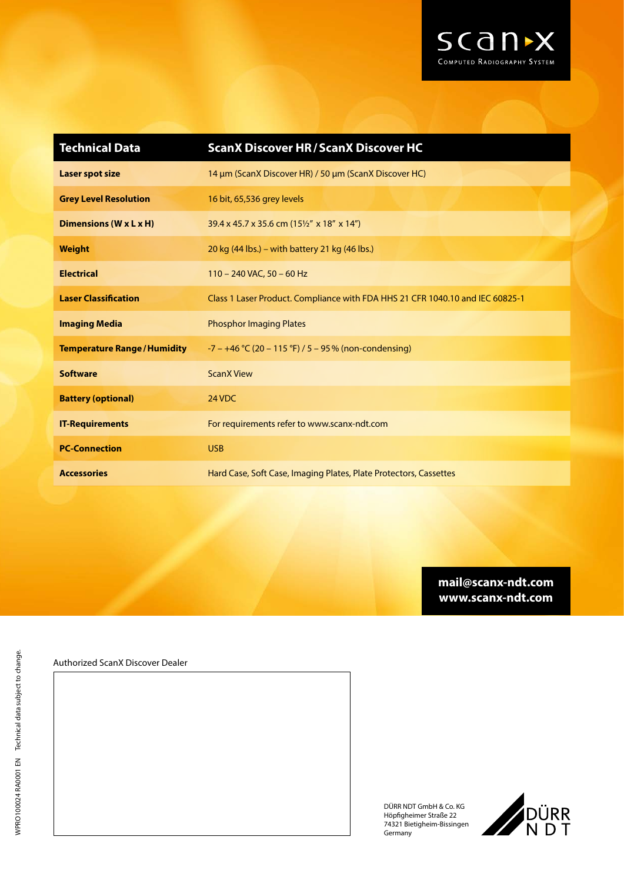scan▸x
Computed Radiography System

| Technical Data | ScanX Discover HR / ScanX Discover HC |
|---|---|
| **Laser spot size** | 14 µm (ScanX Discover HR) / 50 µm (ScanX Discover HC) |
| **Grey Level Resolution** | 16 bit, 65,536 grey levels |
| **Dimensions (W x L x H)** | 39.4 x 45.7 x 35.6 cm (15½" x 18" x 14") |
| **Weight** | 20 kg (44 lbs.) – with battery 21 kg (46 lbs.) |
| **Electrical** | 110 – 240 VAC, 50 – 60 Hz |
| **Laser Classification** | Class 1 Laser Product. Compliance with FDA HHS 21 CFR 1040.10 and IEC 60825-1 |
| **Imaging Media** | Phosphor Imaging Plates |
| **Temperature Range / Humidity** | -7 – +46 °C (20 – 115 °F) / 5 – 95 % (non-condensing) |
| **Software** | ScanX View |
| **Battery (optional)** | 24 VDC |
| **IT-Requirements** | For requirements refer to www.scanx-ndt.com |
| **PC-Connection** | USB |
| **Accessories** | Hard Case, Soft Case, Imaging Plates, Plate Protectors, Cassettes |

**mail@scanx-ndt.com**
**www.scanx-ndt.com**

Authorized ScanX Discover Dealer

DÜRR NDT GmbH & Co. KG
Höpfigheimer Straße 22
74321 Bietigheim-Bissingen
Germany

DÜRR NDT

WPRO100024 RA0001 EN Technical data subject to change.